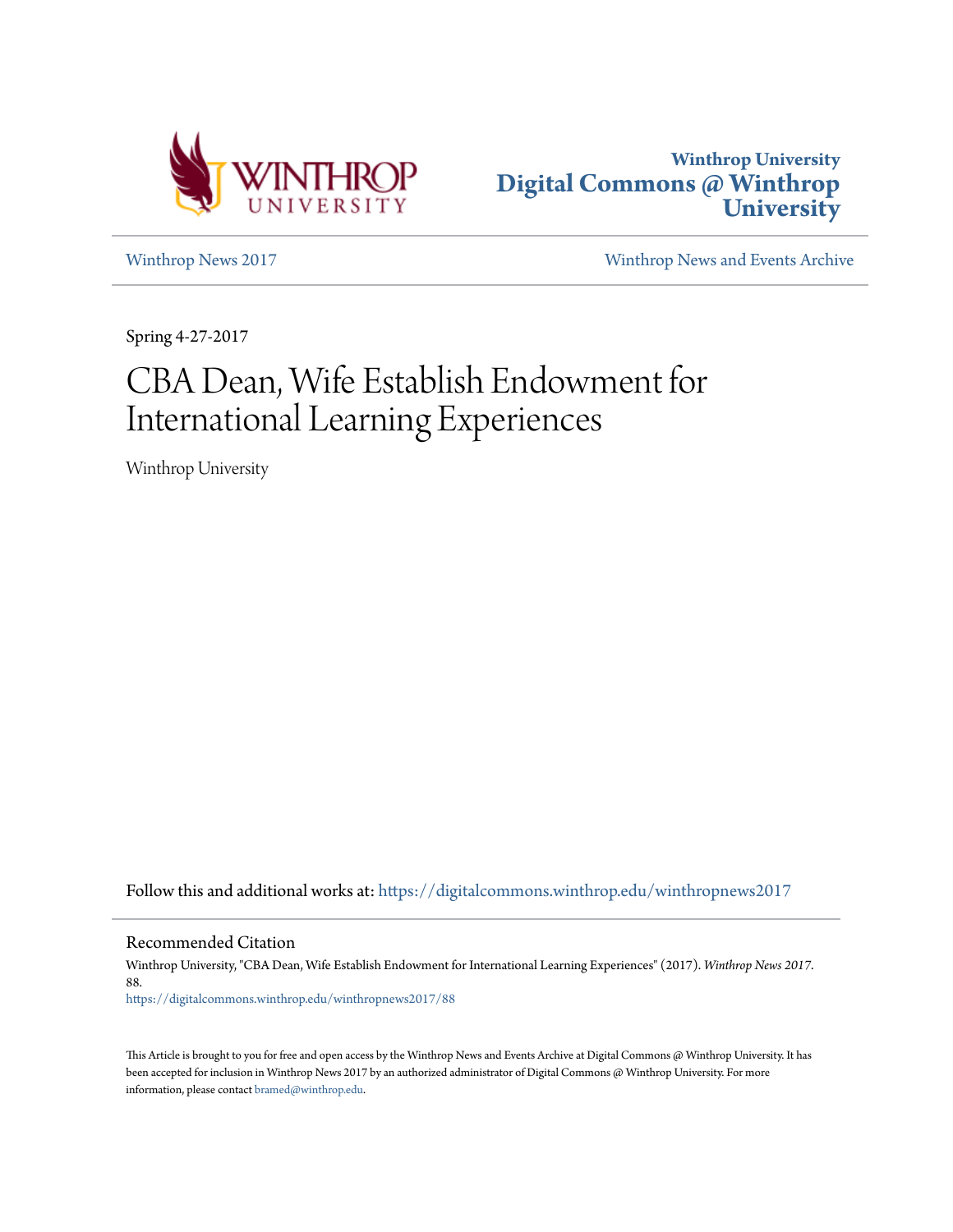Winthrop University
Digital Commons @ Winthrop University

Winthrop News 2017 | Winthrop News and Events Archive

Spring 4-27-2017

# CBA Dean, Wife Establish Endowment for International Learning Experiences

Winthrop University

Follow this and additional works at: https://digitalcommons.winthrop.edu/winthropnews2017

## Recommended Citation

Winthrop University, "CBA Dean, Wife Establish Endowment for International Learning Experiences" (2017). *Winthrop News 2017*. 88.
https://digitalcommons.winthrop.edu/winthropnews2017/88

This Article is brought to you for free and open access by the Winthrop News and Events Archive at Digital Commons @ Winthrop University. It has been accepted for inclusion in Winthrop News 2017 by an authorized administrator of Digital Commons @ Winthrop University. For more information, please contact bramed@winthrop.edu.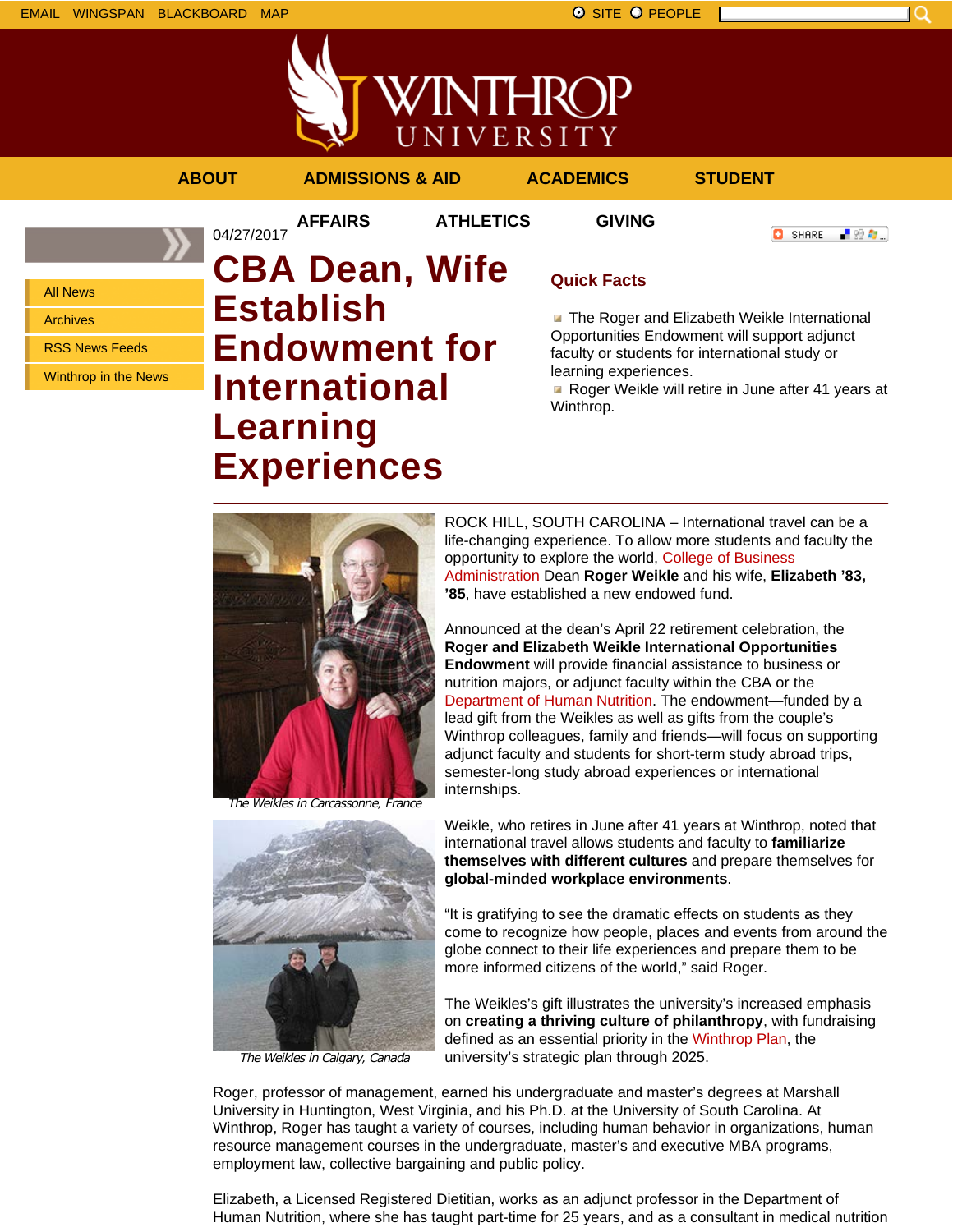EMAIL WINGSPAN BLACKBOARD MAP

SITE PEOPLE

ABOUT ADMISSIONS & AID ACADEMICS STUDENT AFFAIRS ATHLETICS GIVING

- All News
- Archives
- RSS News Feeds
- Winthrop in the News

04/27/2017

# CBA Dean, Wife Establish Endowment for International Learning Experiences

## Quick Facts

- The Roger and Elizabeth Weikle International Opportunities Endowment will support adjunct faculty or students for international study or learning experiences.
- Roger Weikle will retire in June after 41 years at Winthrop.

*The Weikles in Carcassonne, France*

*The Weikles in Calgary, Canada*

ROCK HILL, SOUTH CAROLINA – International travel can be a life-changing experience. To allow more students and faculty the opportunity to explore the world, College of Business Administration Dean **Roger Weikle** and his wife, **Elizabeth '83, '85**, have established a new endowed fund.

Announced at the dean's April 22 retirement celebration, the **Roger and Elizabeth Weikle International Opportunities Endowment** will provide financial assistance to business or nutrition majors, or adjunct faculty within the CBA or the Department of Human Nutrition. The endowment—funded by a lead gift from the Weikles as well as gifts from the couple's Winthrop colleagues, family and friends—will focus on supporting adjunct faculty and students for short-term study abroad trips, semester-long study abroad experiences or international internships.

Weikle, who retires in June after 41 years at Winthrop, noted that international travel allows students and faculty to **familiarize themselves with different cultures** and prepare themselves for **global-minded workplace environments**.

"It is gratifying to see the dramatic effects on students as they come to recognize how people, places and events from around the globe connect to their life experiences and prepare them to be more informed citizens of the world," said Roger.

The Weikles's gift illustrates the university's increased emphasis on **creating a thriving culture of philanthropy**, with fundraising defined as an essential priority in the Winthrop Plan, the university's strategic plan through 2025.

Roger, professor of management, earned his undergraduate and master's degrees at Marshall University in Huntington, West Virginia, and his Ph.D. at the University of South Carolina. At Winthrop, Roger has taught a variety of courses, including human behavior in organizations, human resource management courses in the undergraduate, master's and executive MBA programs, employment law, collective bargaining and public policy.

Elizabeth, a Licensed Registered Dietitian, works as an adjunct professor in the Department of Human Nutrition, where she has taught part-time for 25 years, and as a consultant in medical nutrition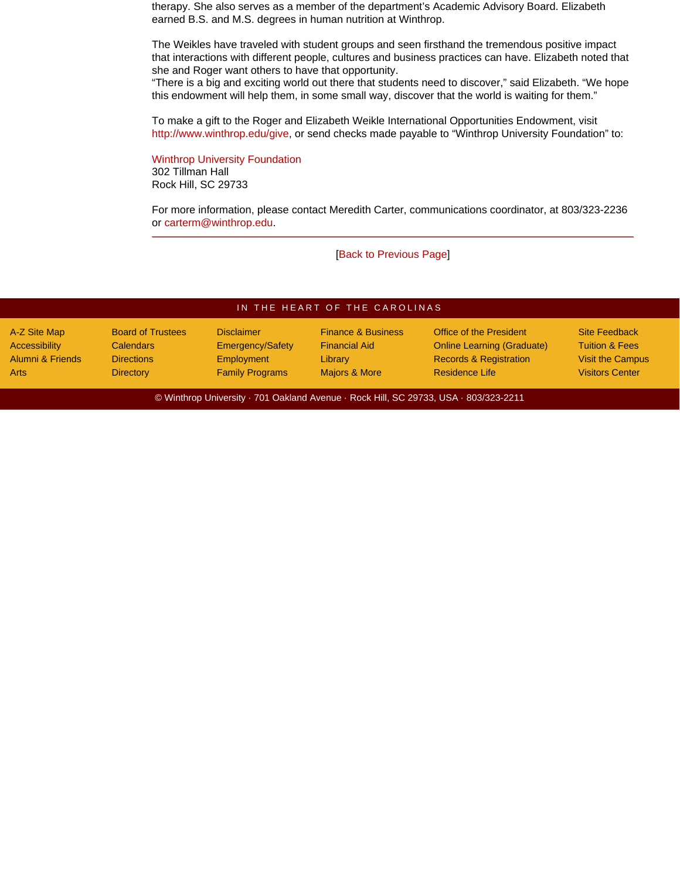therapy. She also serves as a member of the department's Academic Advisory Board. Elizabeth earned B.S. and M.S. degrees in human nutrition at Winthrop.

The Weikles have traveled with student groups and seen firsthand the tremendous positive impact that interactions with different people, cultures and business practices can have. Elizabeth noted that she and Roger want others to have that opportunity.
"There is a big and exciting world out there that students need to discover," said Elizabeth. "We hope this endowment will help them, in some small way, discover that the world is waiting for them."

To make a gift to the Roger and Elizabeth Weikle International Opportunities Endowment, visit http://www.winthrop.edu/give, or send checks made payable to "Winthrop University Foundation" to:

Winthrop University Foundation
302 Tillman Hall
Rock Hill, SC 29733

For more information, please contact Meredith Carter, communications coordinator, at 803/323-2236 or carterm@winthrop.edu.

---

[Back to Previous Page]

IN THE HEART OF THE CAROLINAS

| | | | | | |
|---|---|---|---|---|---|
| A-Z Site Map | Board of Trustees | Disclaimer | Finance & Business | Office of the President | Site Feedback |
| Accessibility | Calendars | Emergency/Safety | Financial Aid | Online Learning (Graduate) | Tuition & Fees |
| Alumni & Friends | Directions | Employment | Library | Records & Registration | Visit the Campus |
| Arts | Directory | Family Programs | Majors & More | Residence Life | Visitors Center |

© Winthrop University · 701 Oakland Avenue · Rock Hill, SC 29733, USA · 803/323-2211